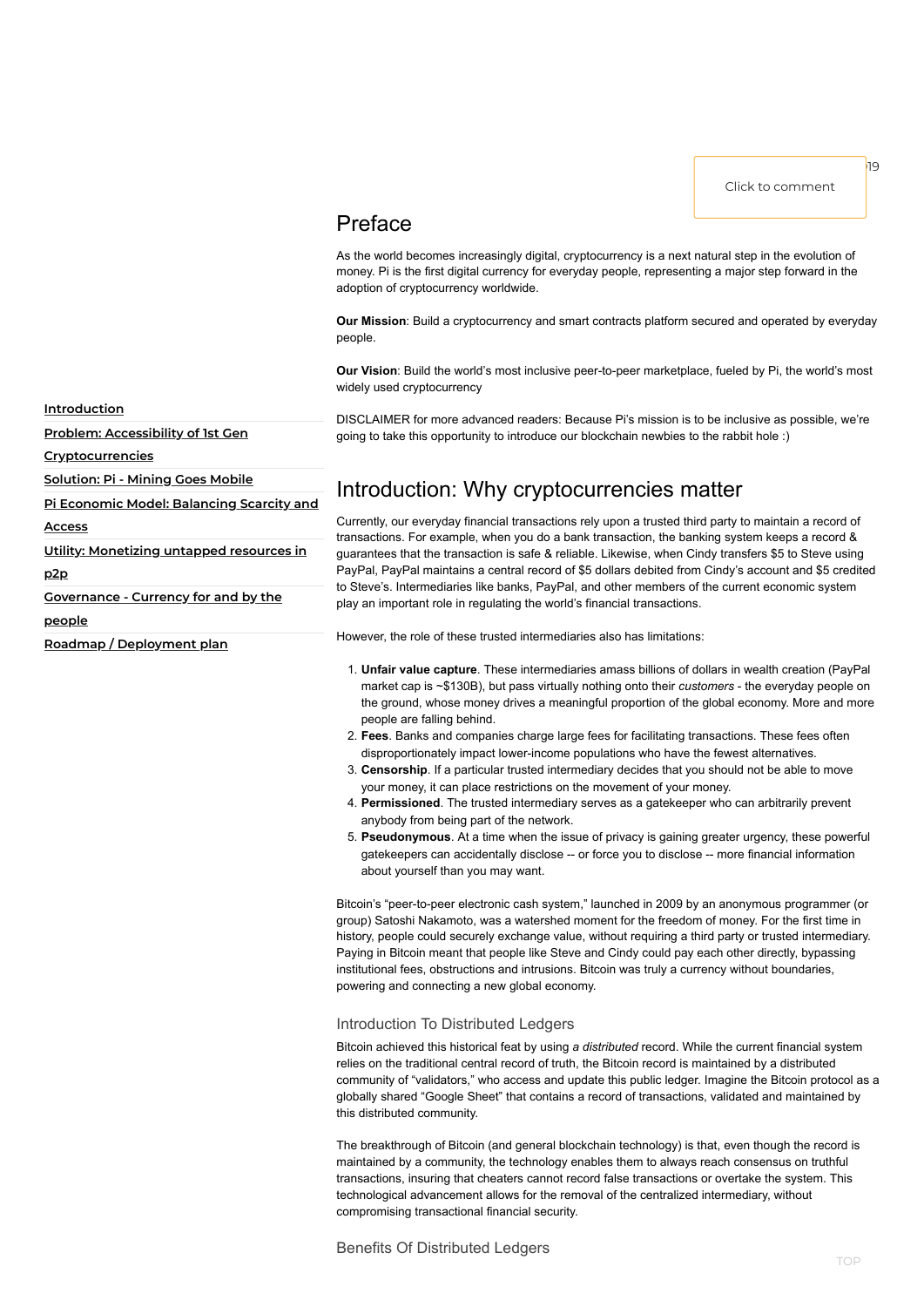# Preface

As the world becomes increasingly digital, cryptocurrency is a next natural step in the evolution of money. Pi is the first digital currency for everyday people, representing a major step forward in the adoption of cryptocurrency worldwide.

**Our Mission**: Build a cryptocurrency and smart contracts platform secured and operated by everyday people.

**Our Vision**: Build the world's most inclusive peer-to-peer marketplace, fueled by Pi, the world's most widely used cryptocurrency

DISCLAIMER for more advanced readers: Because Pi's mission is to be inclusive as possible, we're going to take this opportunity to introduce our blockchain newbies to the rabbit hole :)

- Introduction
- Problem: Accessibility of 1st Gen Cryptocurrencies
- Solution: Pi - Mining Goes Mobile
- Pi Economic Model: Balancing Scarcity and Access
- Utility: Monetizing untapped resources in p2p
- Governance - Currency for and by the people
- Roadmap / Deployment plan

# Introduction: Why cryptocurrencies matter

Currently, our everyday financial transactions rely upon a trusted third party to maintain a record of transactions. For example, when you do a bank transaction, the banking system keeps a record & guarantees that the transaction is safe & reliable. Likewise, when Cindy transfers $5 to Steve using PayPal, PayPal maintains a central record of $5 dollars debited from Cindy's account and $5 credited to Steve's. Intermediaries like banks, PayPal, and other members of the current economic system play an important role in regulating the world's financial transactions.

However, the role of these trusted intermediaries also has limitations:

1. **Unfair value capture**. These intermediaries amass billions of dollars in wealth creation (PayPal market cap is ~$130B), but pass virtually nothing onto their *customers* - the everyday people on the ground, whose money drives a meaningful proportion of the global economy. More and more people are falling behind.
2. **Fees**. Banks and companies charge large fees for facilitating transactions. These fees often disproportionately impact lower-income populations who have the fewest alternatives.
3. **Censorship**. If a particular trusted intermediary decides that you should not be able to move your money, it can place restrictions on the movement of your money.
4. **Permissioned**. The trusted intermediary serves as a gatekeeper who can arbitrarily prevent anybody from being part of the network.
5. **Pseudonymous**. At a time when the issue of privacy is gaining greater urgency, these powerful gatekeepers can accidentally disclose -- or force you to disclose -- more financial information about yourself than you may want.

Bitcoin's "peer-to-peer electronic cash system," launched in 2009 by an anonymous programmer (or group) Satoshi Nakamoto, was a watershed moment for the freedom of money. For the first time in history, people could securely exchange value, without requiring a third party or trusted intermediary. Paying in Bitcoin meant that people like Steve and Cindy could pay each other directly, bypassing institutional fees, obstructions and intrusions. Bitcoin was truly a currency without boundaries, powering and connecting a new global economy.

### Introduction To Distributed Ledgers

Bitcoin achieved this historical feat by using *a distributed* record. While the current financial system relies on the traditional central record of truth, the Bitcoin record is maintained by a distributed community of "validators," who access and update this public ledger. Imagine the Bitcoin protocol as a globally shared "Google Sheet" that contains a record of transactions, validated and maintained by this distributed community.

The breakthrough of Bitcoin (and general blockchain technology) is that, even though the record is maintained by a community, the technology enables them to always reach consensus on truthful transactions, insuring that cheaters cannot record false transactions or overtake the system. This technological advancement allows for the removal of the centralized intermediary, without compromising transactional financial security.

### Benefits Of Distributed Ledgers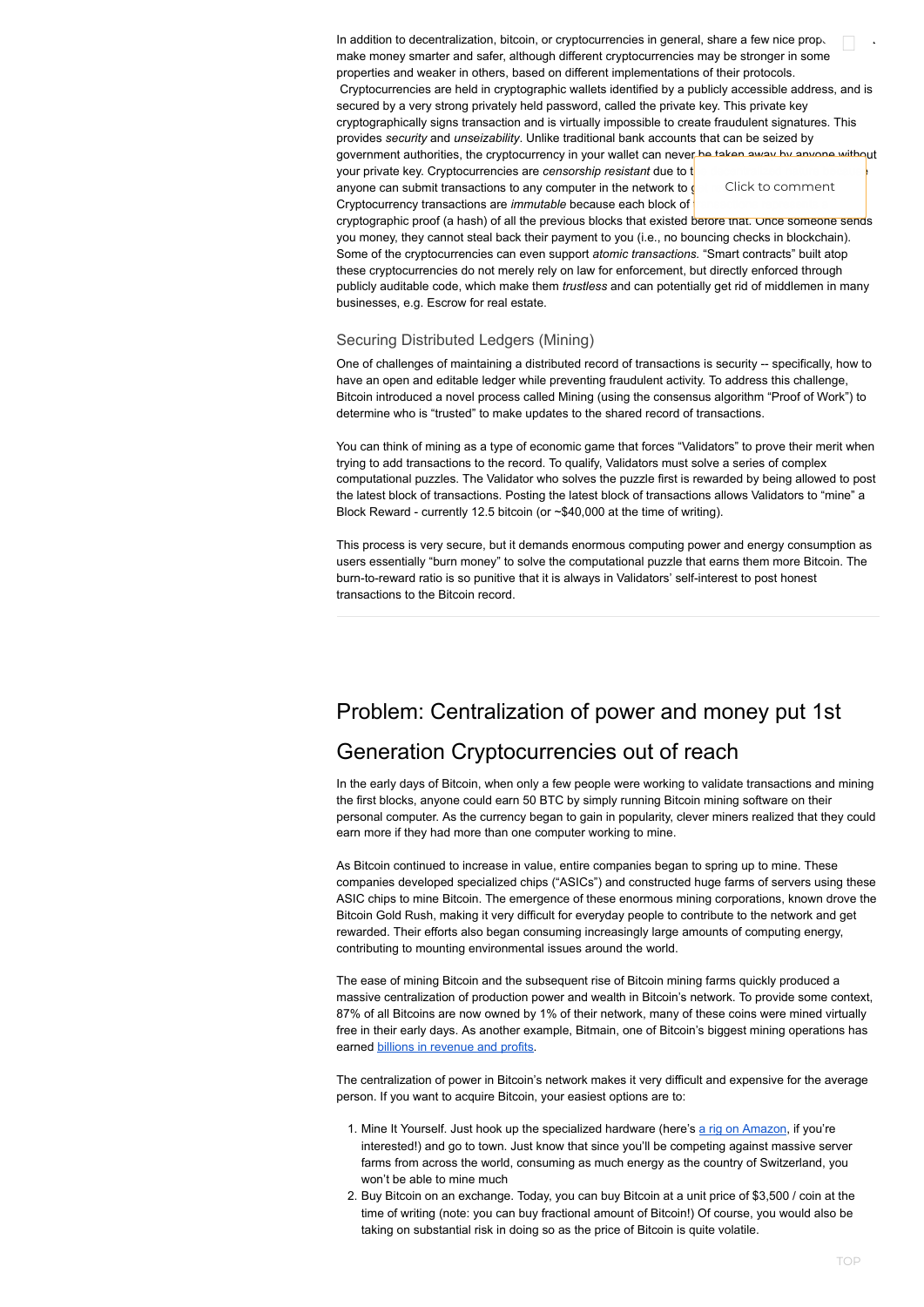In addition to decentralization, bitcoin, or cryptocurrencies in general, share a few nice prop... make money smarter and safer, although different cryptocurrencies may be stronger in some properties and weaker in others, based on different implementations of their protocols.

Cryptocurrencies are held in cryptographic wallets identified by a publicly accessible address, and is secured by a very strong privately held password, called the private key. This private key cryptographically signs transaction and is virtually impossible to create fraudulent signatures. This provides *security* and *unseizability*. Unlike traditional bank accounts that can be seized by government authorities, the cryptocurrency in your wallet can never be taken away by anyone without your private key. Cryptocurrencies are *censorship resistant* due to t... anyone can submit transactions to any computer in the network to ... Cryptocurrency transactions are *immutable* because each block of ... cryptographic proof (a hash) of all the previous blocks that existed before that. Once someone sends you money, they cannot steal back their payment to you (i.e., no bouncing checks in blockchain). Some of the cryptocurrencies can even support *atomic transactions*. "Smart contracts" built atop these cryptocurrencies do not merely rely on law for enforcement, but directly enforced through publicly auditable code, which make them *trustless* and can potentially get rid of middlemen in many businesses, e.g. Escrow for real estate.

### Securing Distributed Ledgers (Mining)

One of challenges of maintaining a distributed record of transactions is security -- specifically, how to have an open and editable ledger while preventing fraudulent activity. To address this challenge, Bitcoin introduced a novel process called Mining (using the consensus algorithm "Proof of Work") to determine who is "trusted" to make updates to the shared record of transactions.

You can think of mining as a type of economic game that forces "Validators" to prove their merit when trying to add transactions to the record. To qualify, Validators must solve a series of complex computational puzzles. The Validator who solves the puzzle first is rewarded by being allowed to post the latest block of transactions. Posting the latest block of transactions allows Validators to "mine" a Block Reward - currently 12.5 bitcoin (or ~$40,000 at the time of writing).

This process is very secure, but it demands enormous computing power and energy consumption as users essentially "burn money" to solve the computational puzzle that earns them more Bitcoin. The burn-to-reward ratio is so punitive that it is always in Validators' self-interest to post honest transactions to the Bitcoin record.

## Problem: Centralization of power and money put 1st Generation Cryptocurrencies out of reach

In the early days of Bitcoin, when only a few people were working to validate transactions and mining the first blocks, anyone could earn 50 BTC by simply running Bitcoin mining software on their personal computer. As the currency began to gain in popularity, clever miners realized that they could earn more if they had more than one computer working to mine.

As Bitcoin continued to increase in value, entire companies began to spring up to mine. These companies developed specialized chips ("ASICs") and constructed huge farms of servers using these ASIC chips to mine Bitcoin. The emergence of these enormous mining corporations, known drove the Bitcoin Gold Rush, making it very difficult for everyday people to contribute to the network and get rewarded. Their efforts also began consuming increasingly large amounts of computing energy, contributing to mounting environmental issues around the world.

The ease of mining Bitcoin and the subsequent rise of Bitcoin mining farms quickly produced a massive centralization of production power and wealth in Bitcoin's network. To provide some context, 87% of all Bitcoins are now owned by 1% of their network, many of these coins were mined virtually free in their early days. As another example, Bitmain, one of Bitcoin's biggest mining operations has earned billions in revenue and profits.

The centralization of power in Bitcoin's network makes it very difficult and expensive for the average person. If you want to acquire Bitcoin, your easiest options are to:

1. Mine It Yourself. Just hook up the specialized hardware (here's a rig on Amazon, if you're interested!) and go to town. Just know that since you'll be competing against massive server farms from across the world, consuming as much energy as the country of Switzerland, you won't be able to mine much
2. Buy Bitcoin on an exchange. Today, you can buy Bitcoin at a unit price of $3,500 / coin at the time of writing (note: you can buy fractional amount of Bitcoin!) Of course, you would also be taking on substantial risk in doing so as the price of Bitcoin is quite volatile.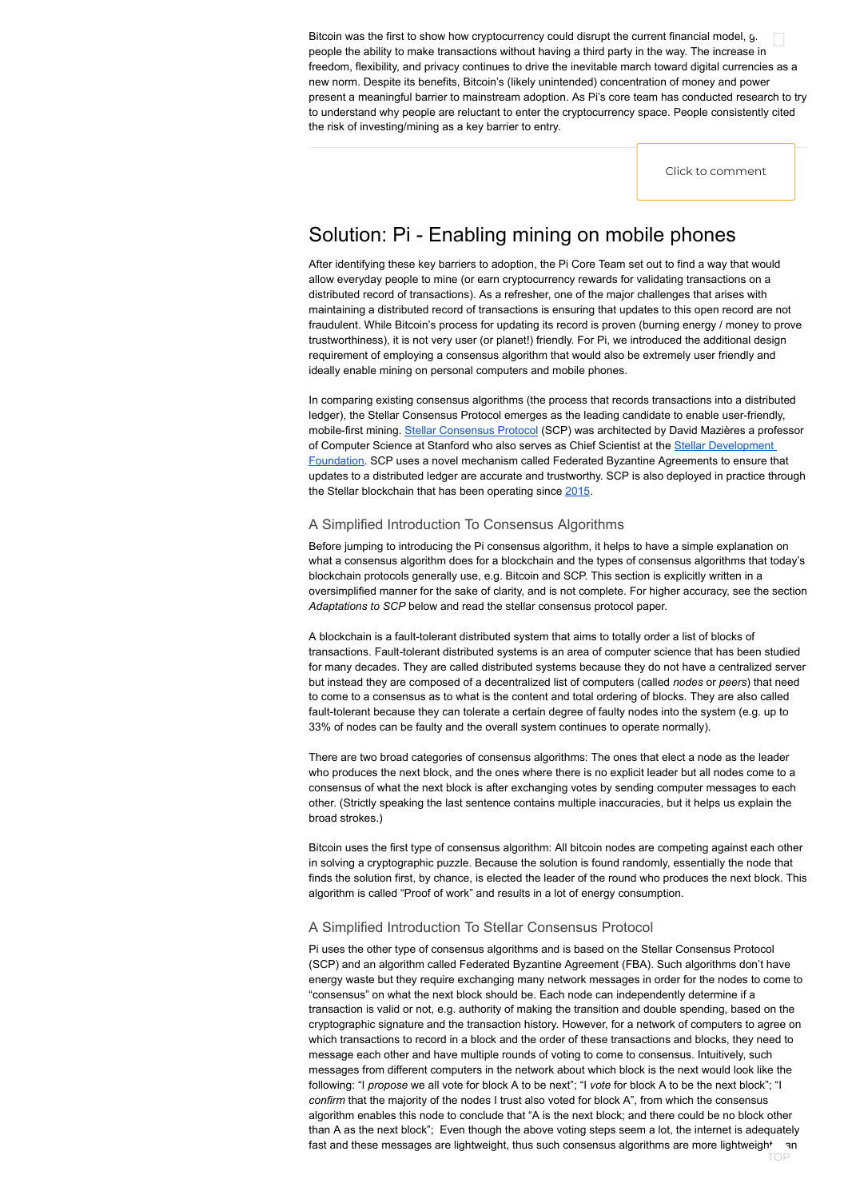Bitcoin was the first to show how cryptocurrency could disrupt the current financial model, g... people the ability to make transactions without having a third party in the way. The increase in freedom, flexibility, and privacy continues to drive the inevitable march toward digital currencies as a new norm. Despite its benefits, Bitcoin's (likely unintended) concentration of money and power present a meaningful barrier to mainstream adoption. As Pi's core team has conducted research to try to understand why people are reluctant to enter the cryptocurrency space. People consistently cited the risk of investing/mining as a key barrier to entry.

## Solution: Pi - Enabling mining on mobile phones

After identifying these key barriers to adoption, the Pi Core Team set out to find a way that would allow everyday people to mine (or earn cryptocurrency rewards for validating transactions on a distributed record of transactions). As a refresher, one of the major challenges that arises with maintaining a distributed record of transactions is ensuring that updates to this open record are not fraudulent. While Bitcoin's process for updating its record is proven (burning energy / money to prove trustworthiness), it is not very user (or planet!) friendly. For Pi, we introduced the additional design requirement of employing a consensus algorithm that would also be extremely user friendly and ideally enable mining on personal computers and mobile phones.

In comparing existing consensus algorithms (the process that records transactions into a distributed ledger), the Stellar Consensus Protocol emerges as the leading candidate to enable user-friendly, mobile-first mining. Stellar Consensus Protocol (SCP) was architected by David Mazières a professor of Computer Science at Stanford who also serves as Chief Scientist at the Stellar Development Foundation. SCP uses a novel mechanism called Federated Byzantine Agreements to ensure that updates to a distributed ledger are accurate and trustworthy. SCP is also deployed in practice through the Stellar blockchain that has been operating since 2015.

### A Simplified Introduction To Consensus Algorithms

Before jumping to introducing the Pi consensus algorithm, it helps to have a simple explanation on what a consensus algorithm does for a blockchain and the types of consensus algorithms that today's blockchain protocols generally use, e.g. Bitcoin and SCP. This section is explicitly written in a oversimplified manner for the sake of clarity, and is not complete. For higher accuracy, see the section *Adaptations to SCP* below and read the stellar consensus protocol paper.

A blockchain is a fault-tolerant distributed system that aims to totally order a list of blocks of transactions. Fault-tolerant distributed systems is an area of computer science that has been studied for many decades. They are called distributed systems because they do not have a centralized server but instead they are composed of a decentralized list of computers (called *nodes* or *peers*) that need to come to a consensus as to what is the content and total ordering of blocks. They are also called fault-tolerant because they can tolerate a certain degree of faulty nodes into the system (e.g. up to 33% of nodes can be faulty and the overall system continues to operate normally).

There are two broad categories of consensus algorithms: The ones that elect a node as the leader who produces the next block, and the ones where there is no explicit leader but all nodes come to a consensus of what the next block is after exchanging votes by sending computer messages to each other. (Strictly speaking the last sentence contains multiple inaccuracies, but it helps us explain the broad strokes.)

Bitcoin uses the first type of consensus algorithm: All bitcoin nodes are competing against each other in solving a cryptographic puzzle. Because the solution is found randomly, essentially the node that finds the solution first, by chance, is elected the leader of the round who produces the next block. This algorithm is called "Proof of work" and results in a lot of energy consumption.

### A Simplified Introduction To Stellar Consensus Protocol

Pi uses the other type of consensus algorithms and is based on the Stellar Consensus Protocol (SCP) and an algorithm called Federated Byzantine Agreement (FBA). Such algorithms don't have energy waste but they require exchanging many network messages in order for the nodes to come to "consensus" on what the next block should be. Each node can independently determine if a transaction is valid or not, e.g. authority of making the transition and double spending, based on the cryptographic signature and the transaction history. However, for a network of computers to agree on which transactions to record in a block and the order of these transactions and blocks, they need to message each other and have multiple rounds of voting to come to consensus. Intuitively, such messages from different computers in the network about which block is the next would look like the following: "I *propose* we all vote for block A to be next"; "I *vote* for block A to be the next block"; "I *confirm* that the majority of the nodes I trust also voted for block A", from which the consensus algorithm enables this node to conclude that "A is the next block; and there could be no block other than A as the next block"; Even though the above voting steps seem a lot, the internet is adequately fast and these messages are lightweight, thus such consensus algorithms are more lightweight than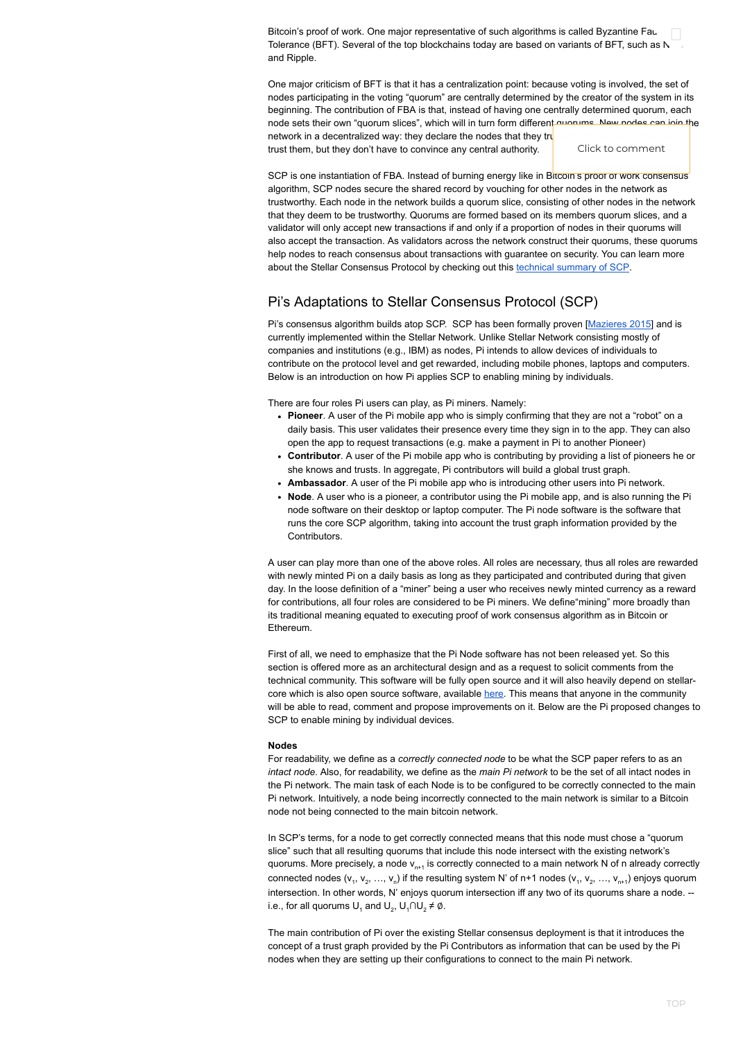Bitcoin's proof of work. One major representative of such algorithms is called Byzantine Fault Tolerance (BFT). Several of the top blockchains today are based on variants of BFT, such as N and Ripple.

One major criticism of BFT is that it has a centralization point: because voting is involved, the set of nodes participating in the voting "quorum" are centrally determined by the creator of the system in its beginning. The contribution of FBA is that, instead of having one centrally determined quorum, each node sets their own "quorum slices", which will in turn form different quorums. New nodes can join the network in a decentralized way: they declare the nodes that they trust and hope that other nodes trust them, but they don't have to convince any central authority.

SCP is one instantiation of FBA. Instead of burning energy like in Bitcoin's proof of work consensus algorithm, SCP nodes secure the shared record by vouching for other nodes in the network as trustworthy. Each node in the network builds a quorum slice, consisting of other nodes in the network that they deem to be trustworthy. Quorums are formed based on its members quorum slices, and a validator will only accept new transactions if and only if a proportion of nodes in their quorums will also accept the transaction. As validators across the network construct their quorums, these quorums help nodes to reach consensus about transactions with guarantee on security. You can learn more about the Stellar Consensus Protocol by checking out this technical summary of SCP.

## Pi's Adaptations to Stellar Consensus Protocol (SCP)

Pi's consensus algorithm builds atop SCP. SCP has been formally proven [Mazieres 2015] and is currently implemented within the Stellar Network. Unlike Stellar Network consisting mostly of companies and institutions (e.g., IBM) as nodes, Pi intends to allow devices of individuals to contribute on the protocol level and get rewarded, including mobile phones, laptops and computers. Below is an introduction on how Pi applies SCP to enabling mining by individuals.

There are four roles Pi users can play, as Pi miners. Namely:

- **Pioneer**. A user of the Pi mobile app who is simply confirming that they are not a "robot" on a daily basis. This user validates their presence every time they sign in to the app. They can also open the app to request transactions (e.g. make a payment in Pi to another Pioneer)
- **Contributor**. A user of the Pi mobile app who is contributing by providing a list of pioneers he or she knows and trusts. In aggregate, Pi contributors will build a global trust graph.
- **Ambassador**. A user of the Pi mobile app who is introducing other users into Pi network.
- **Node**. A user who is a pioneer, a contributor using the Pi mobile app, and is also running the Pi node software on their desktop or laptop computer. The Pi node software is the software that runs the core SCP algorithm, taking into account the trust graph information provided by the Contributors.

A user can play more than one of the above roles. All roles are necessary, thus all roles are rewarded with newly minted Pi on a daily basis as long as they participated and contributed during that given day. In the loose definition of a "miner" being a user who receives newly minted currency as a reward for contributions, all four roles are considered to be Pi miners. We define"mining" more broadly than its traditional meaning equated to executing proof of work consensus algorithm as in Bitcoin or Ethereum.

First of all, we need to emphasize that the Pi Node software has not been released yet. So this section is offered more as an architectural design and as a request to solicit comments from the technical community. This software will be fully open source and it will also heavily depend on stellar-core which is also open source software, available here. This means that anyone in the community will be able to read, comment and propose improvements on it. Below are the Pi proposed changes to SCP to enable mining by individual devices.

**Nodes**

For readability, we define as a *correctly connected node* to be what the SCP paper refers to as an *intact node*. Also, for readability, we define as the *main Pi network* to be the set of all intact nodes in the Pi network. The main task of each Node is to be configured to be correctly connected to the main Pi network. Intuitively, a node being incorrectly connected to the main network is similar to a Bitcoin node not being connected to the main bitcoin network.

In SCP's terms, for a node to get correctly connected means that this node must chose a "quorum slice" such that all resulting quorums that include this node intersect with the existing network's quorums. More precisely, a node $v_{n+1}$ is correctly connected to a main network N of n already correctly connected nodes ($v_1$, $v_2$, …, $v_n$) if the resulting system N' of n+1 nodes ($v_1$, $v_2$, …, $v_{n+1}$) enjoys quorum intersection. In other words, N' enjoys quorum intersection iff any two of its quorums share a node. -- i.e., for all quorums $U_1$ and $U_2$, $U_1 \cap U_2 \neq \emptyset$.

The main contribution of Pi over the existing Stellar consensus deployment is that it introduces the concept of a trust graph provided by the Pi Contributors as information that can be used by the Pi nodes when they are setting up their configurations to connect to the main Pi network.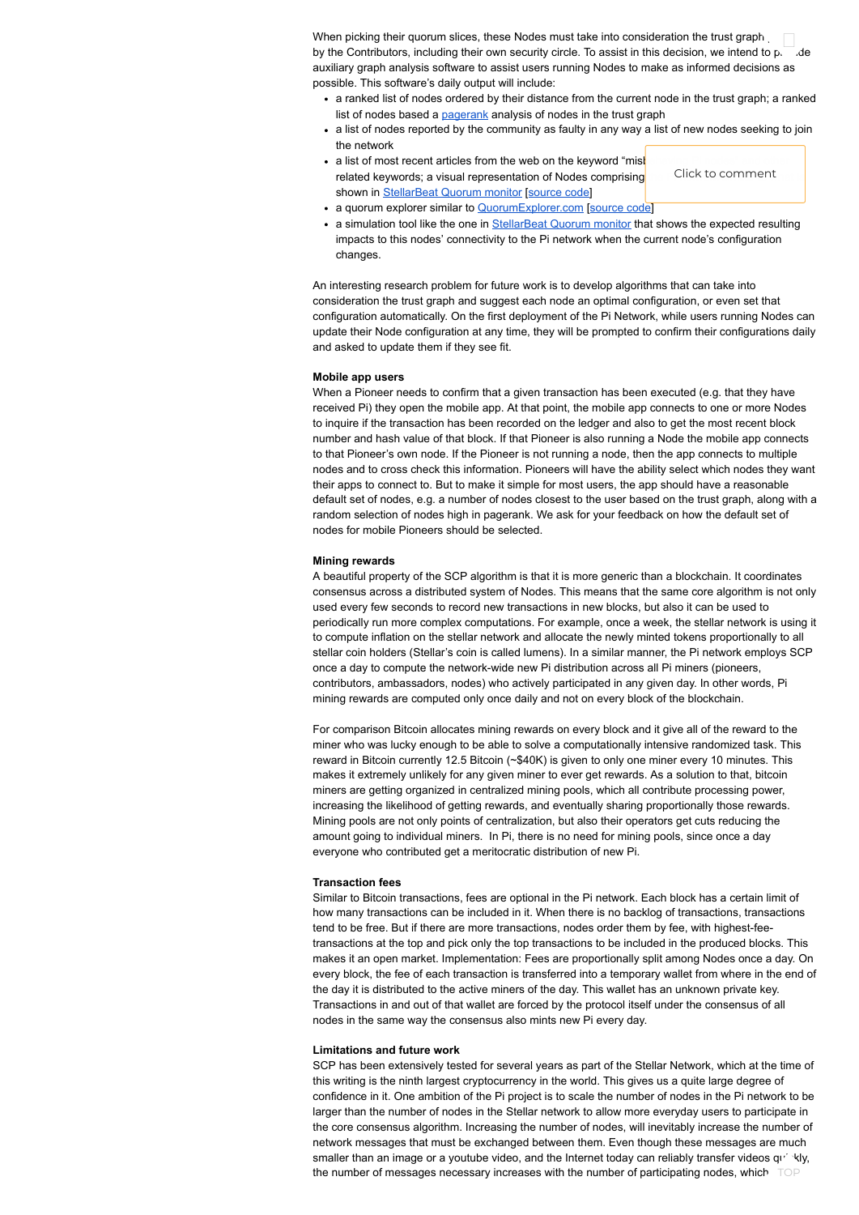When picking their quorum slices, these Nodes must take into consideration the trust graph by the Contributors, including their own security circle. To assist in this decision, we intend to provide auxiliary graph analysis software to assist users running Nodes to make as informed decisions as possible. This software's daily output will include:

- a ranked list of nodes ordered by their distance from the current node in the trust graph; a ranked list of nodes based a [pagerank](#) analysis of nodes in the trust graph
- a list of nodes reported by the community as faulty in any way a list of new nodes seeking to join the network
- a list of most recent articles from the web on the keyword "mis... related keywords; a visual representation of Nodes comprising ... shown in [StellarBeat Quorum monitor](#) [[source code](#)]
- a quorum explorer similar to [QuorumExplorer.com](#) [[source code](#)]
- a simulation tool like the one in [StellarBeat Quorum monitor](#) that shows the expected resulting impacts to this nodes' connectivity to the Pi network when the current node's configuration changes.

An interesting research problem for future work is to develop algorithms that can take into consideration the trust graph and suggest each node an optimal configuration, or even set that configuration automatically. On the first deployment of the Pi Network, while users running Nodes can update their Node configuration at any time, they will be prompted to confirm their configurations daily and asked to update them if they see fit.

**Mobile app users**

When a Pioneer needs to confirm that a given transaction has been executed (e.g. that they have received Pi) they open the mobile app. At that point, the mobile app connects to one or more Nodes to inquire if the transaction has been recorded on the ledger and also to get the most recent block number and hash value of that block. If that Pioneer is also running a Node the mobile app connects to that Pioneer's own node. If the Pioneer is not running a node, then the app connects to multiple nodes and to cross check this information. Pioneers will have the ability select which nodes they want their apps to connect to. But to make it simple for most users, the app should have a reasonable default set of nodes, e.g. a number of nodes closest to the user based on the trust graph, along with a random selection of nodes high in pagerank. We ask for your feedback on how the default set of nodes for mobile Pioneers should be selected.

**Mining rewards**

A beautiful property of the SCP algorithm is that it is more generic than a blockchain. It coordinates consensus across a distributed system of Nodes. This means that the same core algorithm is not only used every few seconds to record new transactions in new blocks, but also it can be used to periodically run more complex computations. For example, once a week, the stellar network is using it to compute inflation on the stellar network and allocate the newly minted tokens proportionally to all stellar coin holders (Stellar's coin is called lumens). In a similar manner, the Pi network employs SCP once a day to compute the network-wide new Pi distribution across all Pi miners (pioneers, contributors, ambassadors, nodes) who actively participated in any given day. In other words, Pi mining rewards are computed only once daily and not on every block of the blockchain.

For comparison Bitcoin allocates mining rewards on every block and it give all of the reward to the miner who was lucky enough to be able to solve a computationally intensive randomized task. This reward in Bitcoin currently 12.5 Bitcoin (~$40K) is given to only one miner every 10 minutes. This makes it extremely unlikely for any given miner to ever get rewards. As a solution to that, bitcoin miners are getting organized in centralized mining pools, which all contribute processing power, increasing the likelihood of getting rewards, and eventually sharing proportionally those rewards. Mining pools are not only points of centralization, but also their operators get cuts reducing the amount going to individual miners. In Pi, there is no need for mining pools, since once a day everyone who contributed get a meritocratic distribution of new Pi.

**Transaction fees**

Similar to Bitcoin transactions, fees are optional in the Pi network. Each block has a certain limit of how many transactions can be included in it. When there is no backlog of transactions, transactions tend to be free. But if there are more transactions, nodes order them by fee, with highest-fee-transactions at the top and pick only the top transactions to be included in the produced blocks. This makes it an open market. Implementation: Fees are proportionally split among Nodes once a day. On every block, the fee of each transaction is transferred into a temporary wallet from where in the end of the day it is distributed to the active miners of the day. This wallet has an unknown private key. Transactions in and out of that wallet are forced by the protocol itself under the consensus of all nodes in the same way the consensus also mints new Pi every day.

**Limitations and future work**

SCP has been extensively tested for several years as part of the Stellar Network, which at the time of this writing is the ninth largest cryptocurrency in the world. This gives us a quite large degree of confidence in it. One ambition of the Pi project is to scale the number of nodes in the Pi network to be larger than the number of nodes in the Stellar network to allow more everyday users to participate in the core consensus algorithm. Increasing the number of nodes, will inevitably increase the number of network messages that must be exchanged between them. Even though these messages are much smaller than an image or a youtube video, and the Internet today can reliably transfer videos quickly, the number of messages necessary increases with the number of participating nodes, which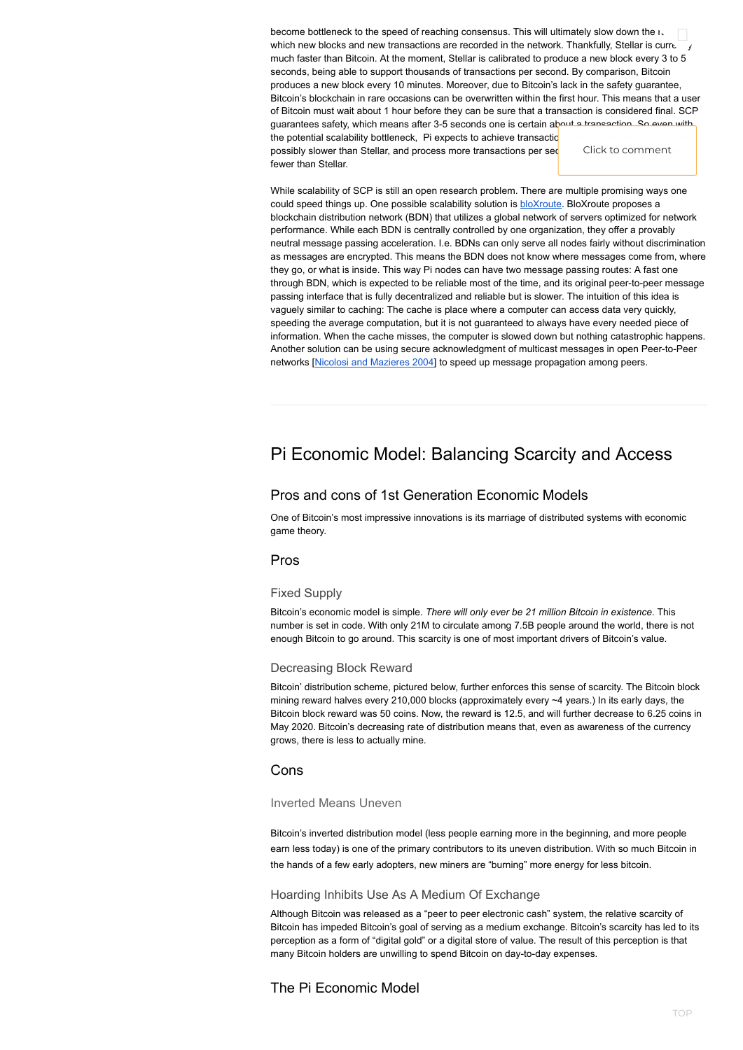become bottleneck to the speed of reaching consensus. This will ultimately slow down the rate at which new blocks and new transactions are recorded in the network. Thankfully, Stellar is currently much faster than Bitcoin. At the moment, Stellar is calibrated to produce a new block every 3 to 5 seconds, being able to support thousands of transactions per second. By comparison, Bitcoin produces a new block every 10 minutes. Moreover, due to Bitcoin's lack in the safety guarantee, Bitcoin's blockchain in rare occasions can be overwritten within the first hour. This means that a user of Bitcoin must wait about 1 hour before they can be sure that a transaction is considered final. SCP guarantees safety, which means after 3-5 seconds one is certain about a transaction. So even with the potential scalability bottleneck, Pi expects to achieve transaction finality possibly slower than Stellar, and process more transactions per second, though fewer than Stellar.

While scalability of SCP is still an open research problem. There are multiple promising ways one could speed things up. One possible scalability solution is bloXroute. BloXroute proposes a blockchain distribution network (BDN) that utilizes a global network of servers optimized for network performance. While each BDN is centrally controlled by one organization, they offer a provably neutral message passing acceleration. I.e. BDNs can only serve all nodes fairly without discrimination as messages are encrypted. This means the BDN does not know where messages come from, where they go, or what is inside. This way Pi nodes can have two message passing routes: A fast one through BDN, which is expected to be reliable most of the time, and its original peer-to-peer message passing interface that is fully decentralized and reliable but is slower. The intuition of this idea is vaguely similar to caching: The cache is place where a computer can access data very quickly, speeding the average computation, but it is not guaranteed to always have every needed piece of information. When the cache misses, the computer is slowed down but nothing catastrophic happens. Another solution can be using secure acknowledgment of multicast messages in open Peer-to-Peer networks [Nicolosi and Mazieres 2004] to speed up message propagation among peers.

# Pi Economic Model: Balancing Scarcity and Access

## Pros and cons of 1st Generation Economic Models

One of Bitcoin's most impressive innovations is its marriage of distributed systems with economic game theory.

### Pros

#### Fixed Supply

Bitcoin's economic model is simple. *There will only ever be 21 million Bitcoin in existence*. This number is set in code. With only 21M to circulate among 7.5B people around the world, there is not enough Bitcoin to go around. This scarcity is one of most important drivers of Bitcoin's value.

#### Decreasing Block Reward

Bitcoin' distribution scheme, pictured below, further enforces this sense of scarcity. The Bitcoin block mining reward halves every 210,000 blocks (approximately every ~4 years.) In its early days, the Bitcoin block reward was 50 coins. Now, the reward is 12.5, and will further decrease to 6.25 coins in May 2020. Bitcoin's decreasing rate of distribution means that, even as awareness of the currency grows, there is less to actually mine.

### Cons

#### Inverted Means Uneven

Bitcoin's inverted distribution model (less people earning more in the beginning, and more people earn less today) is one of the primary contributors to its uneven distribution. With so much Bitcoin in the hands of a few early adopters, new miners are "burning" more energy for less bitcoin.

#### Hoarding Inhibits Use As A Medium Of Exchange

Although Bitcoin was released as a "peer to peer electronic cash" system, the relative scarcity of Bitcoin has impeded Bitcoin's goal of serving as a medium exchange. Bitcoin's scarcity has led to its perception as a form of "digital gold" or a digital store of value. The result of this perception is that many Bitcoin holders are unwilling to spend Bitcoin on day-to-day expenses.

## The Pi Economic Model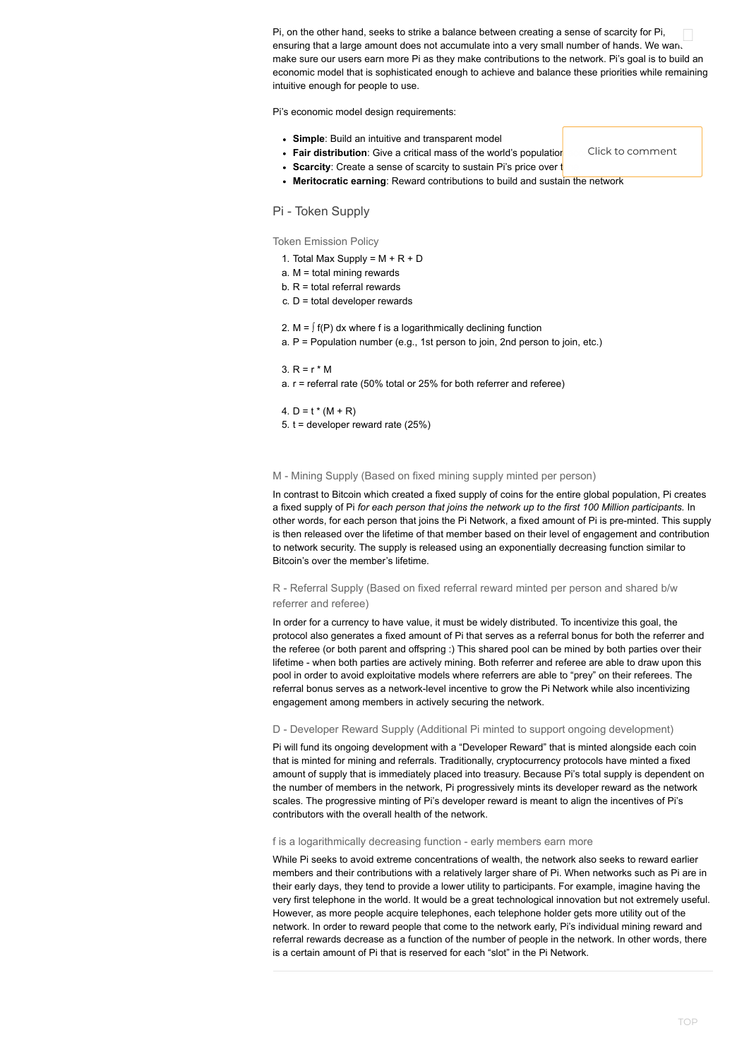Pi, on the other hand, seeks to strike a balance between creating a sense of scarcity for Pi, ensuring that a large amount does not accumulate into a very small number of hands. We want make sure our users earn more Pi as they make contributions to the network. Pi's goal is to build an economic model that is sophisticated enough to achieve and balance these priorities while remaining intuitive enough for people to use.

Pi's economic model design requirements:

- **Simple**: Build an intuitive and transparent model
- **Fair distribution**: Give a critical mass of the world's population
- **Scarcity**: Create a sense of scarcity to sustain Pi's price over t
- **Meritocratic earning**: Reward contributions to build and sustain the network

## Pi - Token Supply

### Token Emission Policy

1. Total Max Supply = M + R + D
   a. M = total mining rewards
   b. R = total referral rewards
   c. D = total developer rewards

2. M = ∫ f(P) dx where f is a logarithmically declining function
   a. P = Population number (e.g., 1st person to join, 2nd person to join, etc.)

3. R = r * M
   a. r = referral rate (50% total or 25% for both referrer and referee)

4. D = t * (M + R)
5. t = developer reward rate (25%)

### M - Mining Supply (Based on fixed mining supply minted per person)

In contrast to Bitcoin which created a fixed supply of coins for the entire global population, Pi creates a fixed supply of Pi *for each person that joins the network up to the first 100 Million participants.* In other words, for each person that joins the Pi Network, a fixed amount of Pi is pre-minted. This supply is then released over the lifetime of that member based on their level of engagement and contribution to network security. The supply is released using an exponentially decreasing function similar to Bitcoin's over the member's lifetime.

### R - Referral Supply (Based on fixed referral reward minted per person and shared b/w referrer and referee)

In order for a currency to have value, it must be widely distributed. To incentivize this goal, the protocol also generates a fixed amount of Pi that serves as a referral bonus for both the referrer and the referee (or both parent and offspring :) This shared pool can be mined by both parties over their lifetime - when both parties are actively mining. Both referrer and referee are able to draw upon this pool in order to avoid exploitative models where referrers are able to "prey" on their referees. The referral bonus serves as a network-level incentive to grow the Pi Network while also incentivizing engagement among members in actively securing the network.

### D - Developer Reward Supply (Additional Pi minted to support ongoing development)

Pi will fund its ongoing development with a "Developer Reward" that is minted alongside each coin that is minted for mining and referrals. Traditionally, cryptocurrency protocols have minted a fixed amount of supply that is immediately placed into treasury. Because Pi's total supply is dependent on the number of members in the network, Pi progressively mints its developer reward as the network scales. The progressive minting of Pi's developer reward is meant to align the incentives of Pi's contributors with the overall health of the network.

### f is a logarithmically decreasing function - early members earn more

While Pi seeks to avoid extreme concentrations of wealth, the network also seeks to reward earlier members and their contributions with a relatively larger share of Pi. When networks such as Pi are in their early days, they tend to provide a lower utility to participants. For example, imagine having the very first telephone in the world. It would be a great technological innovation but not extremely useful. However, as more people acquire telephones, each telephone holder gets more utility out of the network. In order to reward people that come to the network early, Pi's individual mining reward and referral rewards decrease as a function of the number of people in the network. In other words, there is a certain amount of Pi that is reserved for each "slot" in the Pi Network.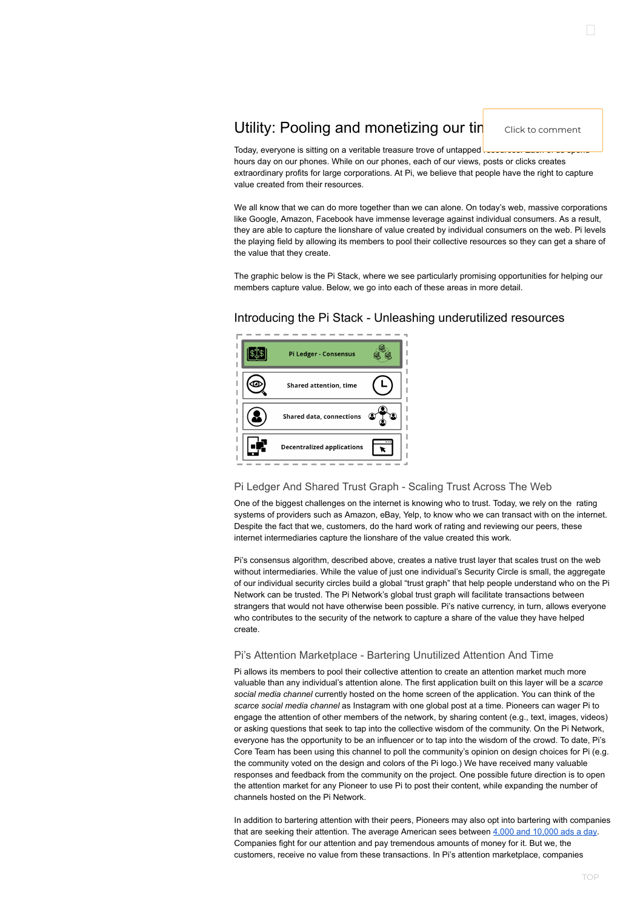## Utility: Pooling and monetizing our tin

Today, everyone is sitting on a veritable treasure trove of untapped resources. Each of us spends hours day on our phones. While on our phones, each of our views, posts or clicks creates extraordinary profits for large corporations. At Pi, we believe that people have the right to capture value created from their resources.

We all know that we can do more together than we can alone. On today's web, massive corporations like Google, Amazon, Facebook have immense leverage against individual consumers. As a result, they are able to capture the lionshare of value created by individual consumers on the web. Pi levels the playing field by allowing its members to pool their collective resources so they can get a share of the value that they create.

The graphic below is the Pi Stack, where we see particularly promising opportunities for helping our members capture value. Below, we go into each of these areas in more detail.

### Introducing the Pi Stack - Unleashing underutilized resources

- Pi Ledger - Consensus
- Shared attention, time
- Shared data, connections
- Decentralized applications

#### Pi Ledger And Shared Trust Graph - Scaling Trust Across The Web

One of the biggest challenges on the internet is knowing who to trust. Today, we rely on the rating systems of providers such as Amazon, eBay, Yelp, to know who we can transact with on the internet. Despite the fact that we, customers, do the hard work of rating and reviewing our peers, these internet intermediaries capture the lionshare of the value created this work.

Pi's consensus algorithm, described above, creates a native trust layer that scales trust on the web without intermediaries. While the value of just one individual's Security Circle is small, the aggregate of our individual security circles build a global "trust graph" that help people understand who on the Pi Network can be trusted. The Pi Network's global trust graph will facilitate transactions between strangers that would not have otherwise been possible. Pi's native currency, in turn, allows everyone who contributes to the security of the network to capture a share of the value they have helped create.

#### Pi's Attention Marketplace - Bartering Unutilized Attention And Time

Pi allows its members to pool their collective attention to create an attention market much more valuable than any individual's attention alone. The first application built on this layer will be a *scarce social media channel* currently hosted on the home screen of the application. You can think of the *scarce social media channel* as Instagram with one global post at a time. Pioneers can wager Pi to engage the attention of other members of the network, by sharing content (e.g., text, images, videos) or asking questions that seek to tap into the collective wisdom of the community. On the Pi Network, everyone has the opportunity to be an influencer or to tap into the wisdom of the crowd. To date, Pi's Core Team has been using this channel to poll the community's opinion on design choices for Pi (e.g. the community voted on the design and colors of the Pi logo.) We have received many valuable responses and feedback from the community on the project. One possible future direction is to open the attention market for any Pioneer to use Pi to post their content, while expanding the number of channels hosted on the Pi Network.

In addition to bartering attention with their peers, Pioneers may also opt into bartering with companies that are seeking their attention. The average American sees between [4,000 and 10,000 ads a day](). Companies fight for our attention and pay tremendous amounts of money for it. But we, the customers, receive no value from these transactions. In Pi's attention marketplace, companies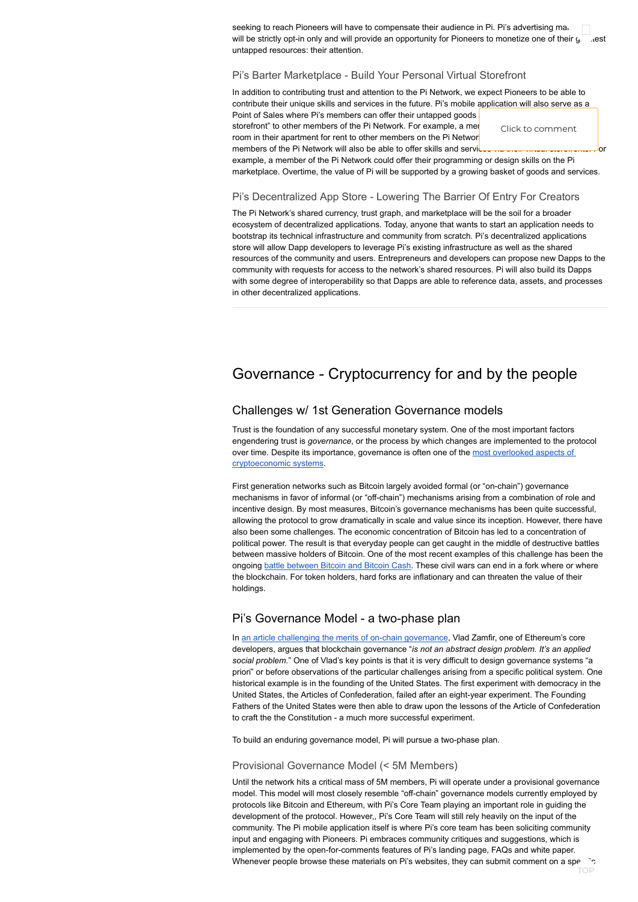seeking to reach Pioneers will have to compensate their audience in Pi. Pi's advertising ma... will be strictly opt-in only and will provide an opportunity for Pioneers to monetize one of their g...test untapped resources: their attention.

### Pi's Barter Marketplace - Build Your Personal Virtual Storefront

In addition to contributing trust and attention to the Pi Network, we expect Pioneers to be able to contribute their unique skills and services in the future. Pi's mobile application will also serve as a Point of Sales where Pi's members can offer their untapped goods ... storefront" to other members of the Pi Network. For example, a me... room in their apartment for rent to other members on the Pi Networ... members of the Pi Network will also be able to offer skills and servi... or example, a member of the Pi Network could offer their programming or design skills on the Pi marketplace. Overtime, the value of Pi will be supported by a growing basket of goods and services.

### Pi's Decentralized App Store - Lowering The Barrier Of Entry For Creators

The Pi Network's shared currency, trust graph, and marketplace will be the soil for a broader ecosystem of decentralized applications. Today, anyone that wants to start an application needs to bootstrap its technical infrastructure and community from scratch. Pi's decentralized applications store will allow Dapp developers to leverage Pi's existing infrastructure as well as the shared resources of the community and users. Entrepreneurs and developers can propose new Dapps to the community with requests for access to the network's shared resources. Pi will also build its Dapps with some degree of interoperability so that Dapps are able to reference data, assets, and processes in other decentralized applications.

# Governance - Cryptocurrency for and by the people

## Challenges w/ 1st Generation Governance models

Trust is the foundation of any successful monetary system. One of the most important factors engendering trust is *governance*, or the process by which changes are implemented to the protocol over time. Despite its importance, governance is often one of the most overlooked aspects of cryptoeconomic systems.

First generation networks such as Bitcoin largely avoided formal (or "on-chain") governance mechanisms in favor of informal (or "off-chain") mechanisms arising from a combination of role and incentive design. By most measures, Bitcoin's governance mechanisms has been quite successful, allowing the protocol to grow dramatically in scale and value since its inception. However, there have also been some challenges. The economic concentration of Bitcoin has led to a concentration of political power. The result is that everyday people can get caught in the middle of destructive battles between massive holders of Bitcoin. One of the most recent examples of this challenge has been the ongoing battle between Bitcoin and Bitcoin Cash. These civil wars can end in a fork where or where the blockchain. For token holders, hard forks are inflationary and can threaten the value of their holdings.

## Pi's Governance Model - a two-phase plan

In an article challenging the merits of on-chain governance, Vlad Zamfir, one of Ethereum's core developers, argues that blockchain governance "*is not an abstract design problem. It's an applied social problem.*" One of Vlad's key points is that it is very difficult to design governance systems "a priori" or before observations of the particular challenges arising from a specific political system. One historical example is in the founding of the United States. The first experiment with democracy in the United States, the Articles of Confederation, failed after an eight-year experiment. The Founding Fathers of the United States were then able to draw upon the lessons of the Article of Confederation to craft the the Constitution - a much more successful experiment.

To build an enduring governance model, Pi will pursue a two-phase plan.

### Provisional Governance Model (< 5M Members)

Until the network hits a critical mass of 5M members, Pi will operate under a provisional governance model. This model will most closely resemble "off-chain" governance models currently employed by protocols like Bitcoin and Ethereum, with Pi's Core Team playing an important role in guiding the development of the protocol. However,, Pi's Core Team will still rely heavily on the input of the community. The Pi mobile application itself is where Pi's core team has been soliciting community input and engaging with Pioneers. Pi embraces community critiques and suggestions, which is implemented by the open-for-comments features of Pi's landing page, FAQs and white paper. Whenever people browse these materials on Pi's websites, they can submit comment on a spe...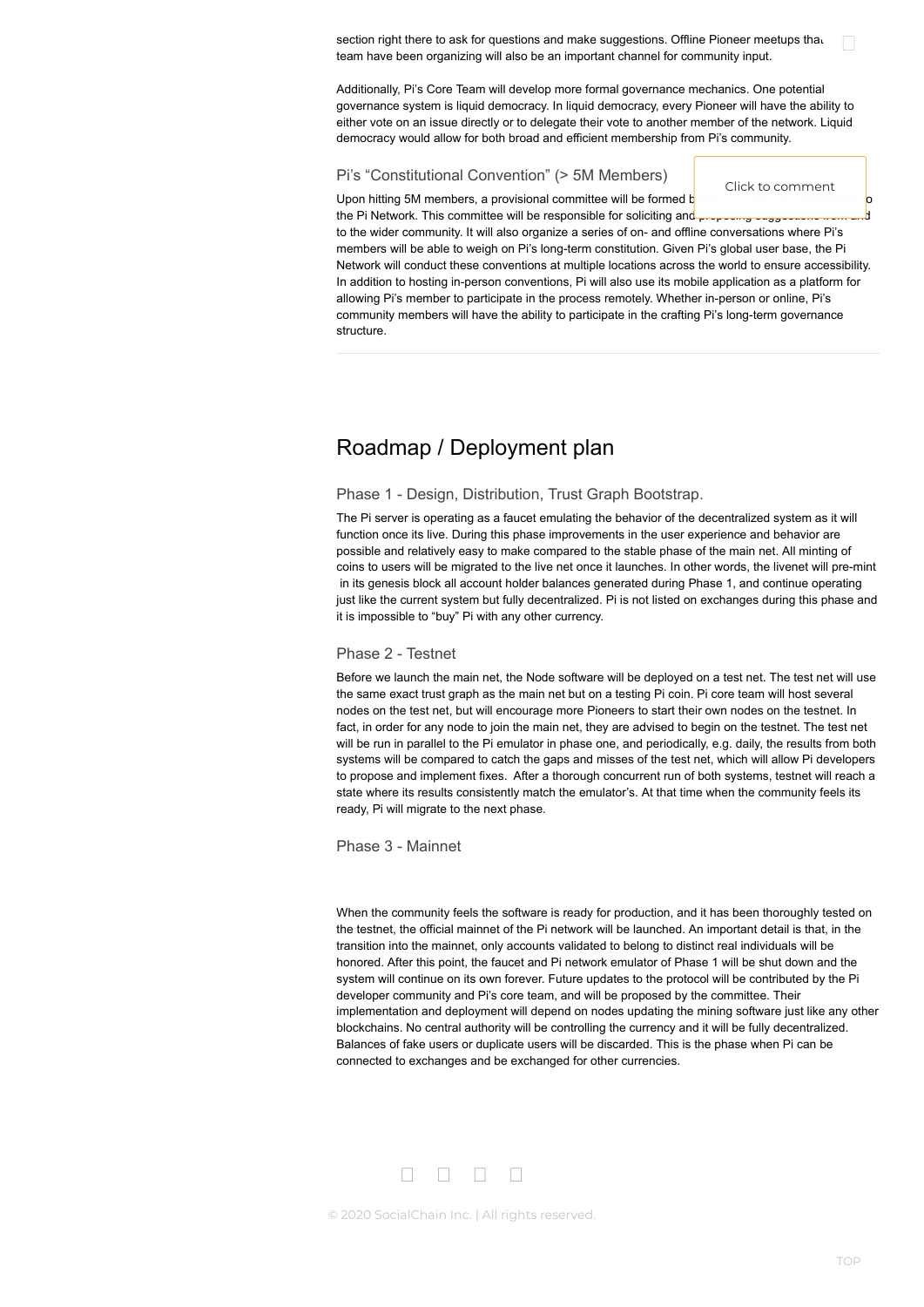section right there to ask for questions and make suggestions. Offline Pioneer meetups that team have been organizing will also be an important channel for community input.

Additionally, Pi's Core Team will develop more formal governance mechanics. One potential governance system is liquid democracy. In liquid democracy, every Pioneer will have the ability to either vote on an issue directly or to delegate their vote to another member of the network. Liquid democracy would allow for both broad and efficient membership from Pi's community.

### Pi's "Constitutional Convention" (> 5M Members)

Upon hitting 5M members, a provisional committee will be formed b[...]o the Pi Network. This committee will be responsible for soliciting and proposing suggestions from and to the wider community. It will also organize a series of on- and offline conversations where Pi's members will be able to weigh on Pi's long-term constitution. Given Pi's global user base, the Pi Network will conduct these conventions at multiple locations across the world to ensure accessibility. In addition to hosting in-person conventions, Pi will also use its mobile application as a platform for allowing Pi's member to participate in the process remotely. Whether in-person or online, Pi's community members will have the ability to participate in the crafting Pi's long-term governance structure.

## Roadmap / Deployment plan

### Phase 1 - Design, Distribution, Trust Graph Bootstrap.

The Pi server is operating as a faucet emulating the behavior of the decentralized system as it will function once its live. During this phase improvements in the user experience and behavior are possible and relatively easy to make compared to the stable phase of the main net. All minting of coins to users will be migrated to the live net once it launches. In other words, the livenet will pre-mint in its genesis block all account holder balances generated during Phase 1, and continue operating just like the current system but fully decentralized. Pi is not listed on exchanges during this phase and it is impossible to "buy" Pi with any other currency.

### Phase 2 - Testnet

Before we launch the main net, the Node software will be deployed on a test net. The test net will use the same exact trust graph as the main net but on a testing Pi coin. Pi core team will host several nodes on the test net, but will encourage more Pioneers to start their own nodes on the testnet. In fact, in order for any node to join the main net, they are advised to begin on the testnet. The test net will be run in parallel to the Pi emulator in phase one, and periodically, e.g. daily, the results from both systems will be compared to catch the gaps and misses of the test net, which will allow Pi developers to propose and implement fixes. After a thorough concurrent run of both systems, testnet will reach a state where its results consistently match the emulator's. At that time when the community feels its ready, Pi will migrate to the next phase.

### Phase 3 - Mainnet

When the community feels the software is ready for production, and it has been thoroughly tested on the testnet, the official mainnet of the Pi network will be launched. An important detail is that, in the transition into the mainnet, only accounts validated to belong to distinct real individuals will be honored. After this point, the faucet and Pi network emulator of Phase 1 will be shut down and the system will continue on its own forever. Future updates to the protocol will be contributed by the Pi developer community and Pi's core team, and will be proposed by the committee. Their implementation and deployment will depend on nodes updating the mining software just like any other blockchains. No central authority will be controlling the currency and it will be fully decentralized. Balances of fake users or duplicate users will be discarded. This is the phase when Pi can be connected to exchanges and be exchanged for other currencies.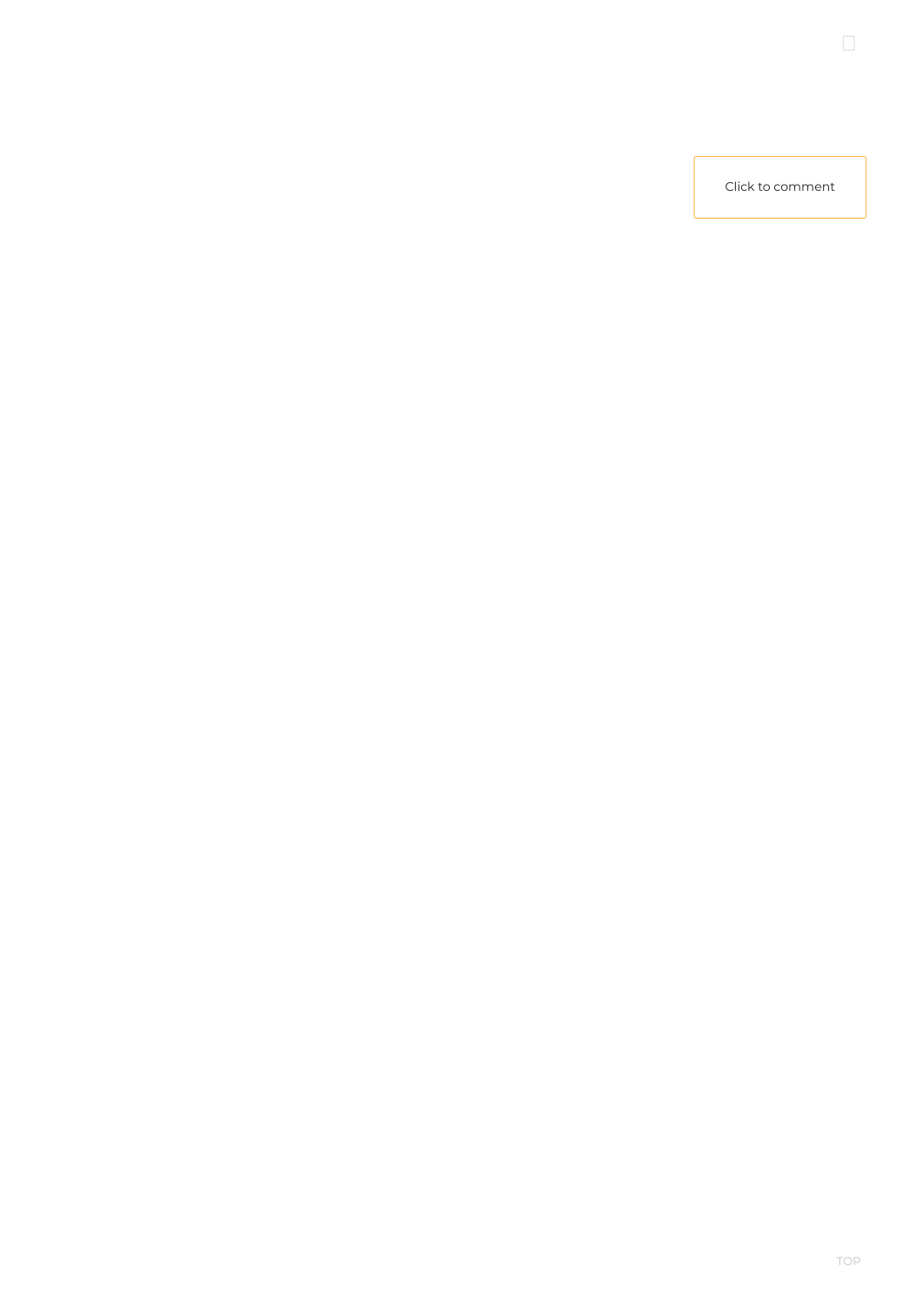Click to comment